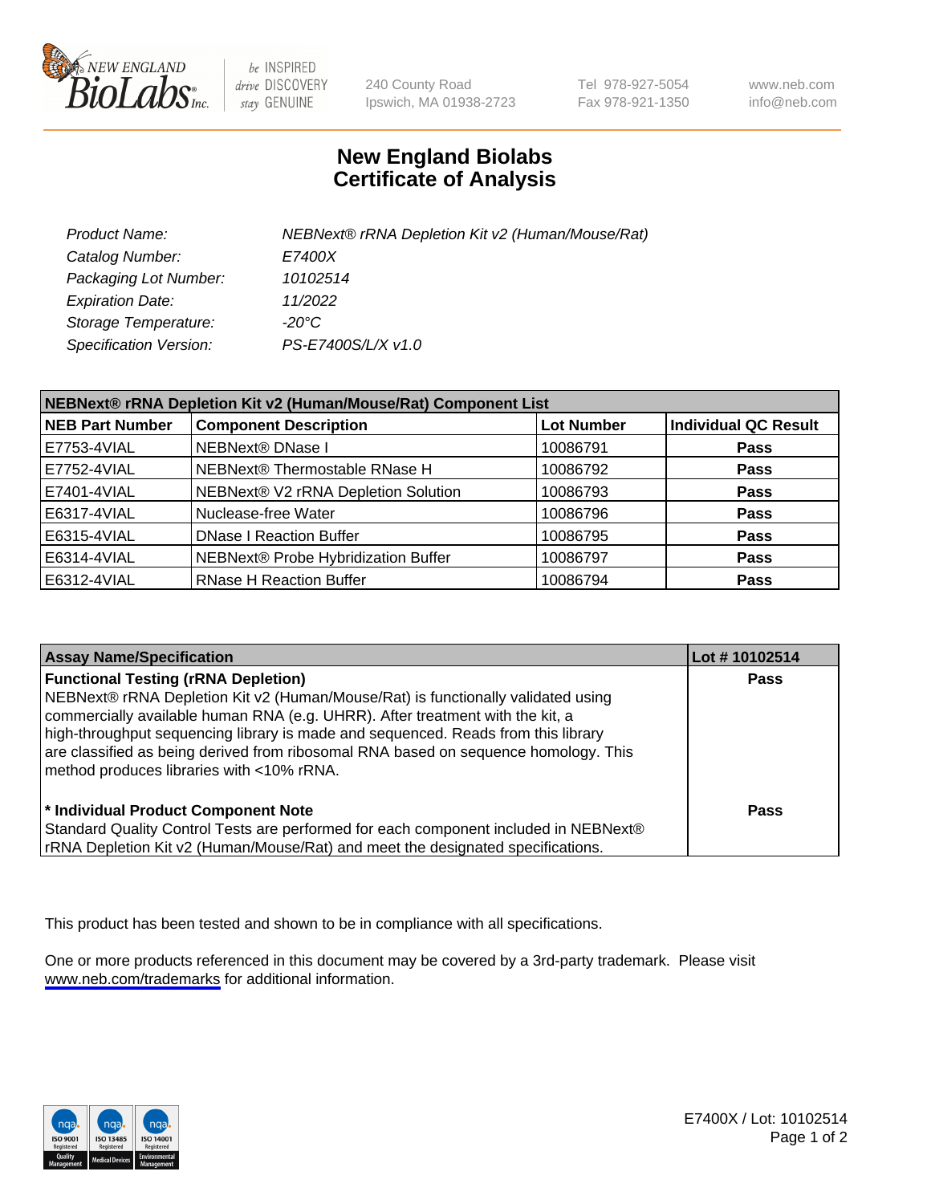New England BioLabs Inc. — be INSPIRED drive DISCOVERY stay GENUINE

240 County Road
Ipswich, MA 01938-2723

Tel 978-927-5054
Fax 978-921-1350

www.neb.com
info@neb.com

# New England Biolabs
# Certificate of Analysis

| | |
|---|---|
| *Product Name:* | *NEBNext® rRNA Depletion Kit v2 (Human/Mouse/Rat)* |
| *Catalog Number:* | *E7400X* |
| *Packaging Lot Number:* | *10102514* |
| *Expiration Date:* | *11/2022* |
| *Storage Temperature:* | *-20°C* |
| *Specification Version:* | *PS-E7400S/L/X v1.0* |

**NEBNext® rRNA Depletion Kit v2 (Human/Mouse/Rat) Component List**

| NEB Part Number | Component Description | Lot Number | Individual QC Result |
|---|---|---|---|
| E7753-4VIAL | NEBNext® DNase I | 10086791 | **Pass** |
| E7752-4VIAL | NEBNext® Thermostable RNase H | 10086792 | **Pass** |
| E7401-4VIAL | NEBNext® V2 rRNA Depletion Solution | 10086793 | **Pass** |
| E6317-4VIAL | Nuclease-free Water | 10086796 | **Pass** |
| E6315-4VIAL | DNase I Reaction Buffer | 10086795 | **Pass** |
| E6314-4VIAL | NEBNext® Probe Hybridization Buffer | 10086797 | **Pass** |
| E6312-4VIAL | RNase H Reaction Buffer | 10086794 | **Pass** |

| Assay Name/Specification | Lot # 10102514 |
|---|---|
| **Functional Testing (rRNA Depletion)** NEBNext® rRNA Depletion Kit v2 (Human/Mouse/Rat) is functionally validated using commercially available human RNA (e.g. UHRR). After treatment with the kit, a high-throughput sequencing library is made and sequenced. Reads from this library are classified as being derived from ribosomal RNA based on sequence homology. This method produces libraries with <10% rRNA. | **Pass** |
| **\* Individual Product Component Note** Standard Quality Control Tests are performed for each component included in NEBNext® rRNA Depletion Kit v2 (Human/Mouse/Rat) and meet the designated specifications. | **Pass** |

This product has been tested and shown to be in compliance with all specifications.

One or more products referenced in this document may be covered by a 3rd-party trademark. Please visit www.neb.com/trademarks for additional information.

E7400X / Lot: 10102514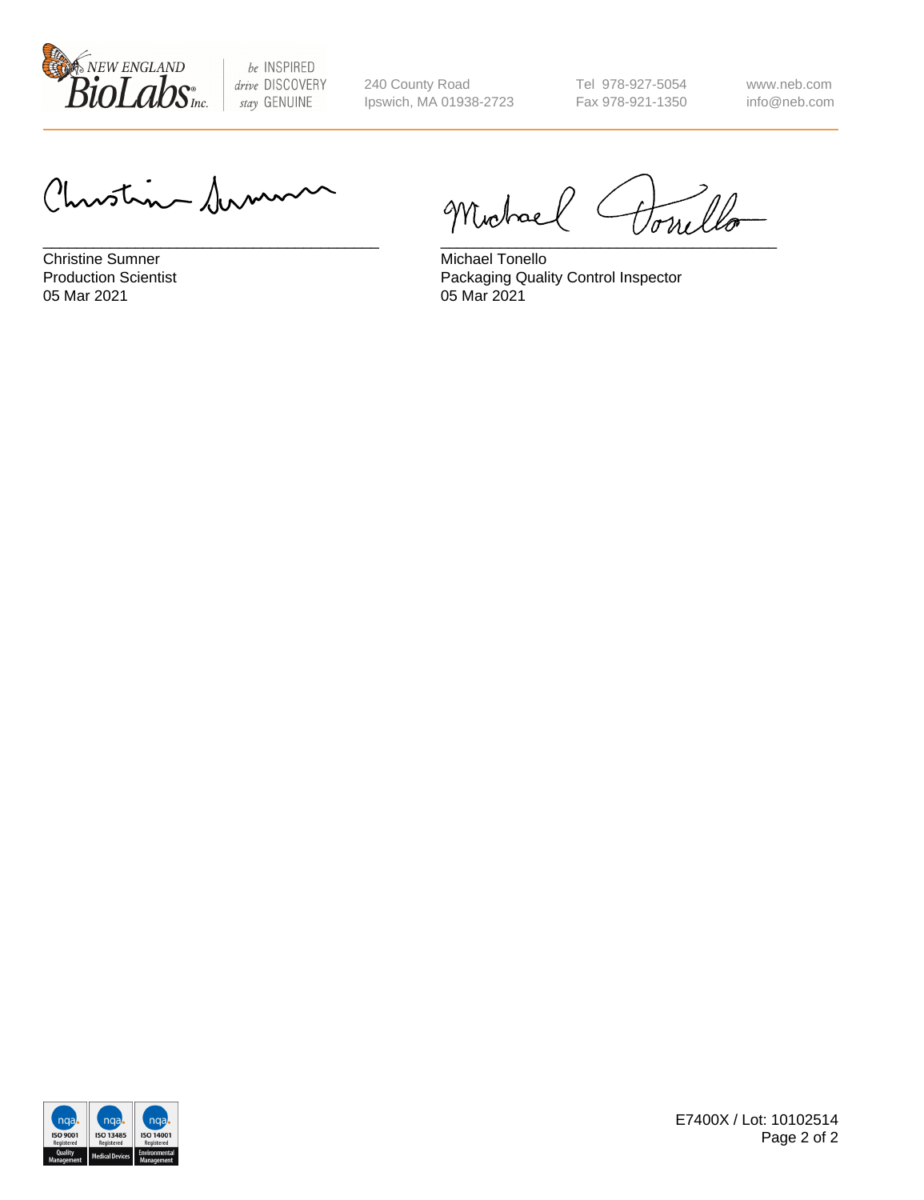Christine Sumner
Production Scientist
05 Mar 2021

Michael Tonello
Packaging Quality Control Inspector
05 Mar 2021

E7400X / Lot: 10102514